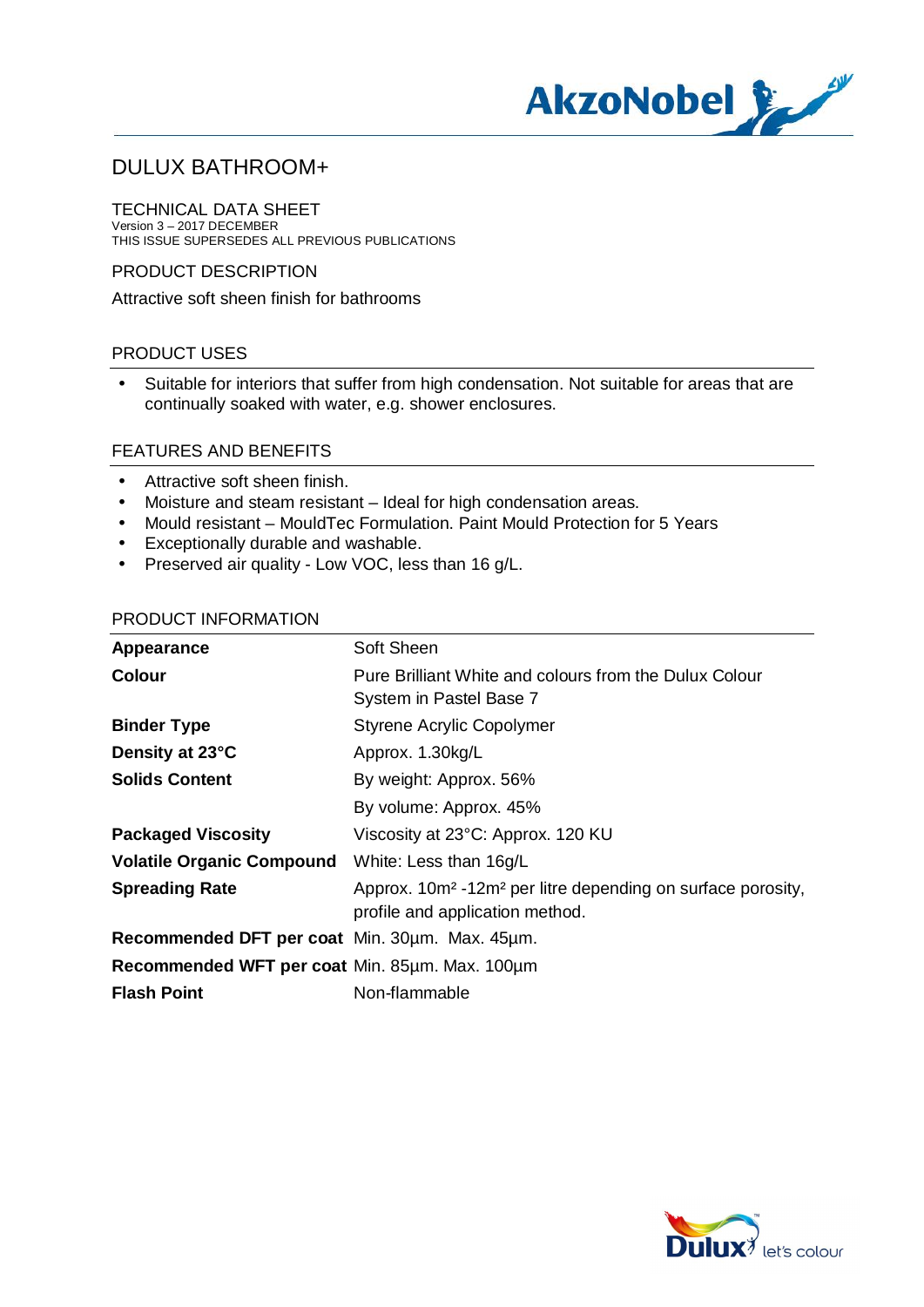# DULUX BATHROOM+

## TECHNICAL DATA SHEET

Version 3 – 2017 DECEMBER
THIS ISSUE SUPERSEDES ALL PREVIOUS PUBLICATIONS

## PRODUCT DESCRIPTION

Attractive soft sheen finish for bathrooms

## PRODUCT USES

- Suitable for interiors that suffer from high condensation. Not suitable for areas that are continually soaked with water, e.g. shower enclosures.

## FEATURES AND BENEFITS

- Attractive soft sheen finish.
- Moisture and steam resistant – Ideal for high condensation areas.
- Mould resistant – MouldTec Formulation. Paint Mould Protection for 5 Years
- Exceptionally durable and washable.
- Preserved air quality - Low VOC, less than 16 g/L.

## PRODUCT INFORMATION

| | |
|---|---|
| **Appearance** | Soft Sheen |
| **Colour** | Pure Brilliant White and colours from the Dulux Colour System in Pastel Base 7 |
| **Binder Type** | Styrene Acrylic Copolymer |
| **Density at 23°C** | Approx. 1.30kg/L |
| **Solids Content** | By weight: Approx. 56% |
| | By volume: Approx. 45% |
| **Packaged Viscosity** | Viscosity at 23°C: Approx. 120 KU |
| **Volatile Organic Compound** | White: Less than 16g/L |
| **Spreading Rate** | Approx. 10m² -12m² per litre depending on surface porosity, profile and application method. |
| **Recommended DFT per coat** | Min. 30µm. Max. 45µm. |
| **Recommended WFT per coat** | Min. 85µm. Max. 100µm |
| **Flash Point** | Non-flammable |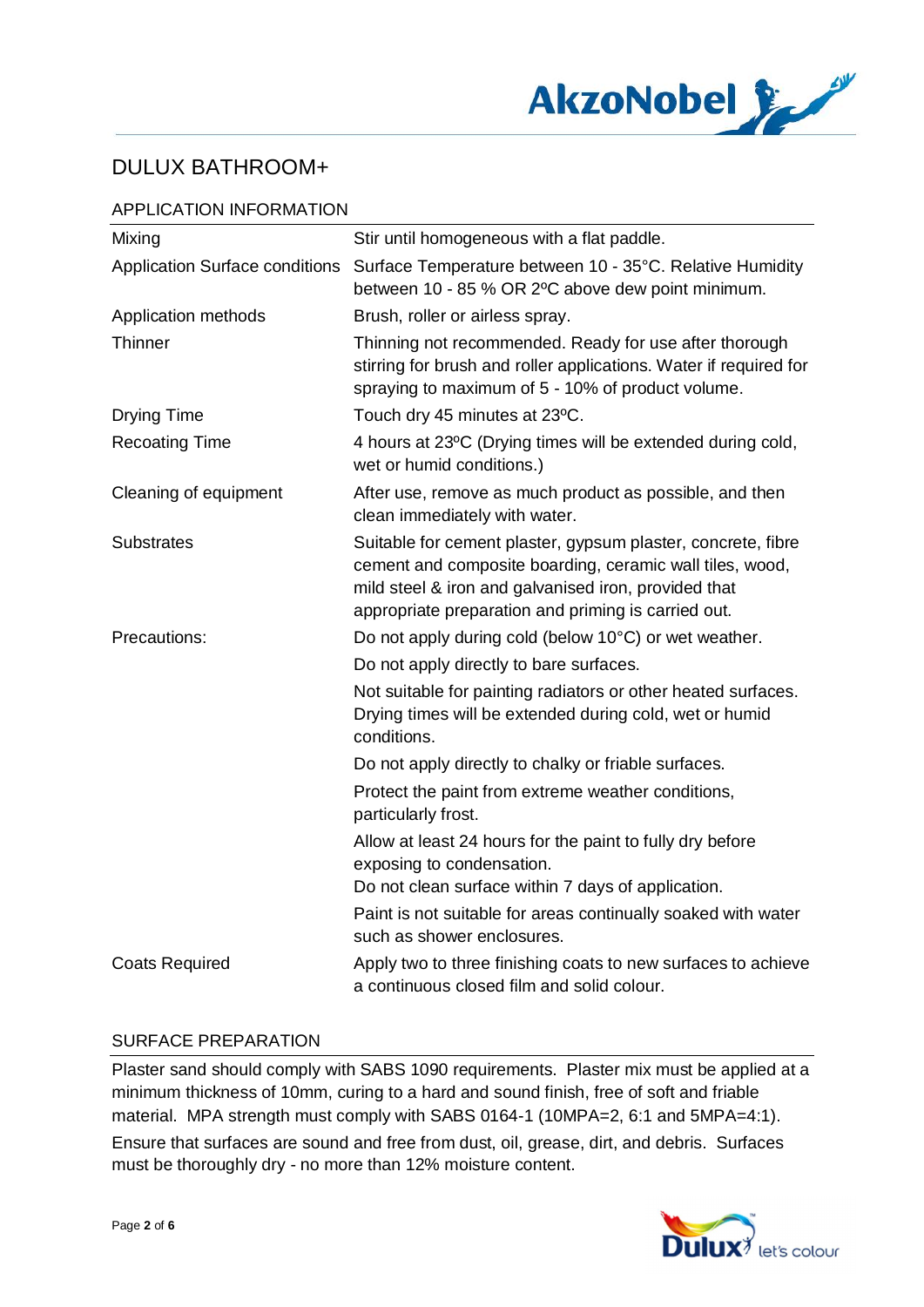# DULUX BATHROOM+

## APPLICATION INFORMATION

| | |
|---|---|
| Mixing | Stir until homogeneous with a flat paddle. |
| Application Surface conditions | Surface Temperature between 10 - 35°C. Relative Humidity between 10 - 85 % OR 2ºC above dew point minimum. |
| Application methods | Brush, roller or airless spray. |
| Thinner | Thinning not recommended. Ready for use after thorough stirring for brush and roller applications. Water if required for spraying to maximum of 5 - 10% of product volume. |
| Drying Time | Touch dry 45 minutes at 23ºC. |
| Recoating Time | 4 hours at 23ºC (Drying times will be extended during cold, wet or humid conditions.) |
| Cleaning of equipment | After use, remove as much product as possible, and then clean immediately with water. |
| Substrates | Suitable for cement plaster, gypsum plaster, concrete, fibre cement and composite boarding, ceramic wall tiles, wood, mild steel & iron and galvanised iron, provided that appropriate preparation and priming is carried out. |
| Precautions: | Do not apply during cold (below 10°C) or wet weather. |
| | Do not apply directly to bare surfaces. |
| | Not suitable for painting radiators or other heated surfaces. Drying times will be extended during cold, wet or humid conditions. |
| | Do not apply directly to chalky or friable surfaces. |
| | Protect the paint from extreme weather conditions, particularly frost. |
| | Allow at least 24 hours for the paint to fully dry before exposing to condensation. Do not clean surface within 7 days of application. |
| | Paint is not suitable for areas continually soaked with water such as shower enclosures. |
| Coats Required | Apply two to three finishing coats to new surfaces to achieve a continuous closed film and solid colour. |

## SURFACE PREPARATION

Plaster sand should comply with SABS 1090 requirements. Plaster mix must be applied at a minimum thickness of 10mm, curing to a hard and sound finish, free of soft and friable material. MPA strength must comply with SABS 0164-1 (10MPA=2, 6:1 and 5MPA=4:1).

Ensure that surfaces are sound and free from dust, oil, grease, dirt, and debris. Surfaces must be thoroughly dry - no more than 12% moisture content.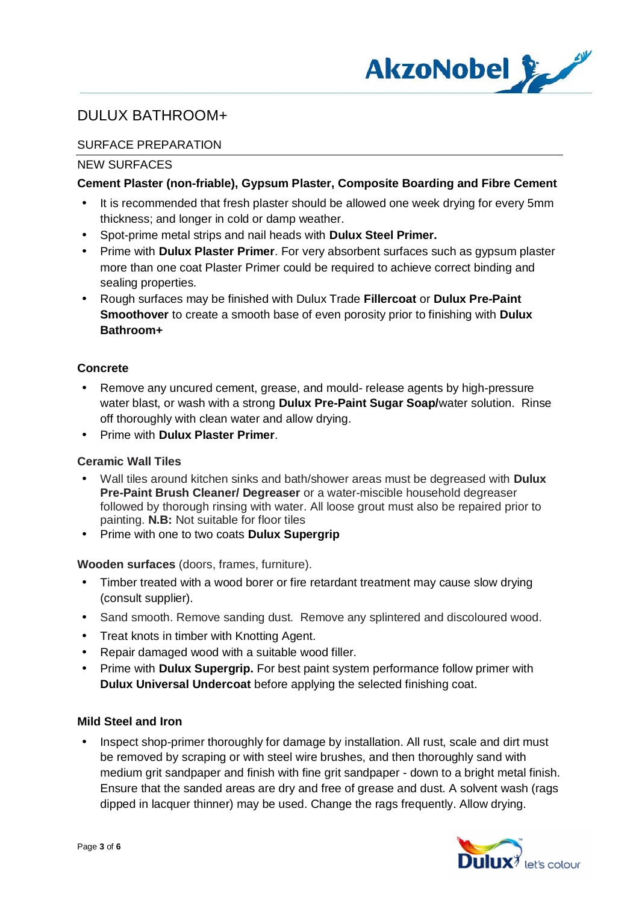# DULUX BATHROOM+

## SURFACE PREPARATION

### NEW SURFACES

**Cement Plaster (non-friable), Gypsum Plaster, Composite Boarding and Fibre Cement**

- It is recommended that fresh plaster should be allowed one week drying for every 5mm thickness; and longer in cold or damp weather.
- Spot-prime metal strips and nail heads with **Dulux Steel Primer.**
- Prime with **Dulux Plaster Primer**. For very absorbent surfaces such as gypsum plaster more than one coat Plaster Primer could be required to achieve correct binding and sealing properties.
- Rough surfaces may be finished with Dulux Trade **Fillercoat** or **Dulux Pre-Paint Smoothover** to create a smooth base of even porosity prior to finishing with **Dulux Bathroom+**

**Concrete**

- Remove any uncured cement, grease, and mould- release agents by high-pressure water blast, or wash with a strong **Dulux Pre-Paint Sugar Soap/**water solution. Rinse off thoroughly with clean water and allow drying.
- Prime with **Dulux Plaster Primer**.

**Ceramic Wall Tiles**

- Wall tiles around kitchen sinks and bath/shower areas must be degreased with **Dulux Pre-Paint Brush Cleaner/ Degreaser** or a water-miscible household degreaser followed by thorough rinsing with water. All loose grout must also be repaired prior to painting. **N.B:** Not suitable for floor tiles
- Prime with one to two coats **Dulux Supergrip**

**Wooden surfaces** (doors, frames, furniture).

- Timber treated with a wood borer or fire retardant treatment may cause slow drying (consult supplier).
- Sand smooth. Remove sanding dust. Remove any splintered and discoloured wood.
- Treat knots in timber with Knotting Agent.
- Repair damaged wood with a suitable wood filler.
- Prime with **Dulux Supergrip.** For best paint system performance follow primer with **Dulux Universal Undercoat** before applying the selected finishing coat.

**Mild Steel and Iron**

- Inspect shop-primer thoroughly for damage by installation. All rust, scale and dirt must be removed by scraping or with steel wire brushes, and then thoroughly sand with medium grit sandpaper and finish with fine grit sandpaper - down to a bright metal finish. Ensure that the sanded areas are dry and free of grease and dust. A solvent wash (rags dipped in lacquer thinner) may be used. Change the rags frequently. Allow drying.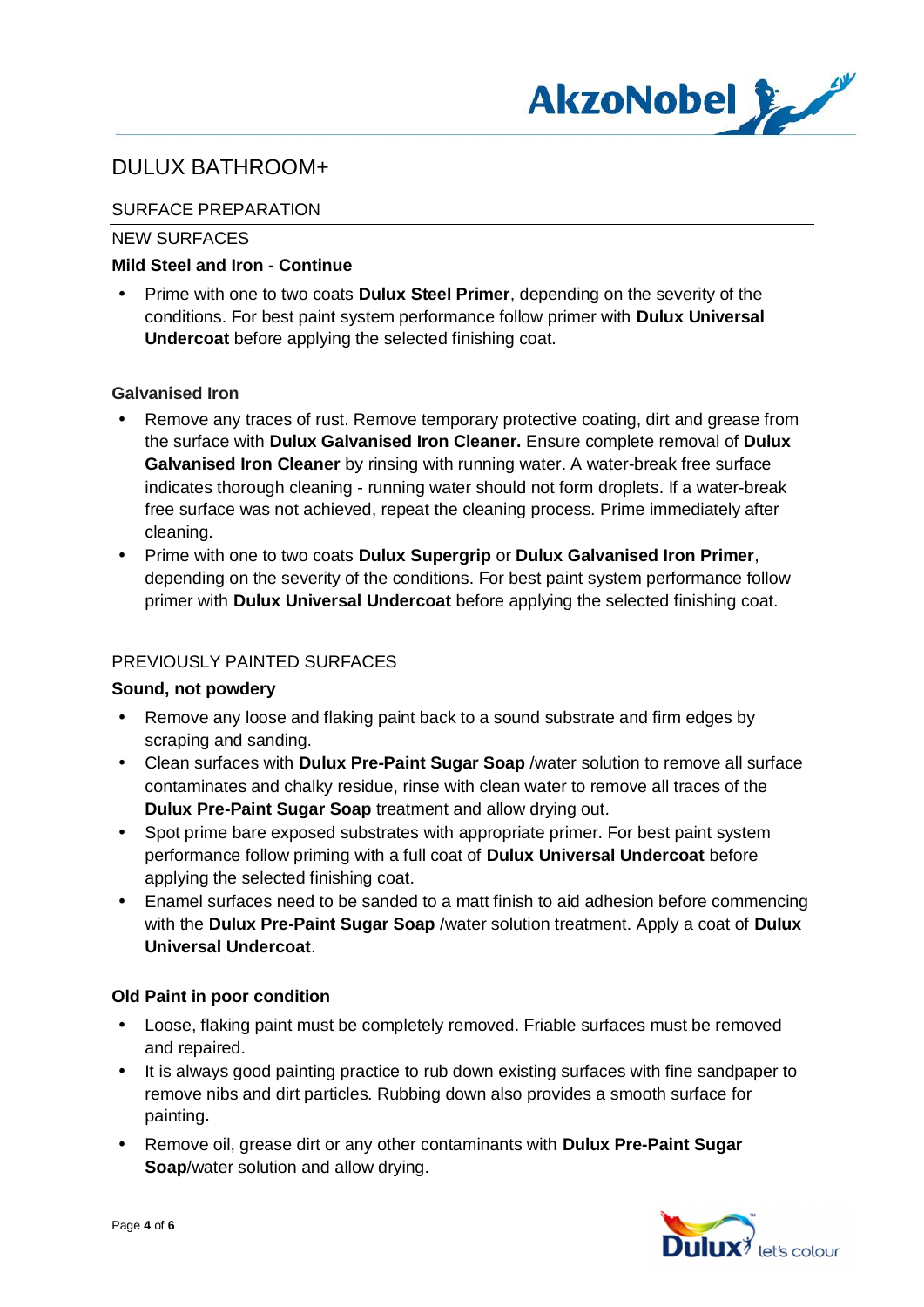# DULUX BATHROOM+

## SURFACE PREPARATION

### NEW SURFACES

**Mild Steel and Iron - Continue**

- Prime with one to two coats **Dulux Steel Primer**, depending on the severity of the conditions. For best paint system performance follow primer with **Dulux Universal Undercoat** before applying the selected finishing coat.

**Galvanised Iron**

- Remove any traces of rust. Remove temporary protective coating, dirt and grease from the surface with **Dulux Galvanised Iron Cleaner.** Ensure complete removal of **Dulux Galvanised Iron Cleaner** by rinsing with running water. A water-break free surface indicates thorough cleaning - running water should not form droplets. If a water-break free surface was not achieved, repeat the cleaning process. Prime immediately after cleaning.
- Prime with one to two coats **Dulux Supergrip** or **Dulux Galvanised Iron Primer**, depending on the severity of the conditions. For best paint system performance follow primer with **Dulux Universal Undercoat** before applying the selected finishing coat.

### PREVIOUSLY PAINTED SURFACES

**Sound, not powdery**

- Remove any loose and flaking paint back to a sound substrate and firm edges by scraping and sanding.
- Clean surfaces with **Dulux Pre-Paint Sugar Soap** /water solution to remove all surface contaminates and chalky residue, rinse with clean water to remove all traces of the **Dulux Pre-Paint Sugar Soap** treatment and allow drying out.
- Spot prime bare exposed substrates with appropriate primer. For best paint system performance follow priming with a full coat of **Dulux Universal Undercoat** before applying the selected finishing coat.
- Enamel surfaces need to be sanded to a matt finish to aid adhesion before commencing with the **Dulux Pre-Paint Sugar Soap** /water solution treatment. Apply a coat of **Dulux Universal Undercoat**.

**Old Paint in poor condition**

- Loose, flaking paint must be completely removed. Friable surfaces must be removed and repaired.
- It is always good painting practice to rub down existing surfaces with fine sandpaper to remove nibs and dirt particles. Rubbing down also provides a smooth surface for painting**.**
- Remove oil, grease dirt or any other contaminants with **Dulux Pre-Paint Sugar Soap**/water solution and allow drying.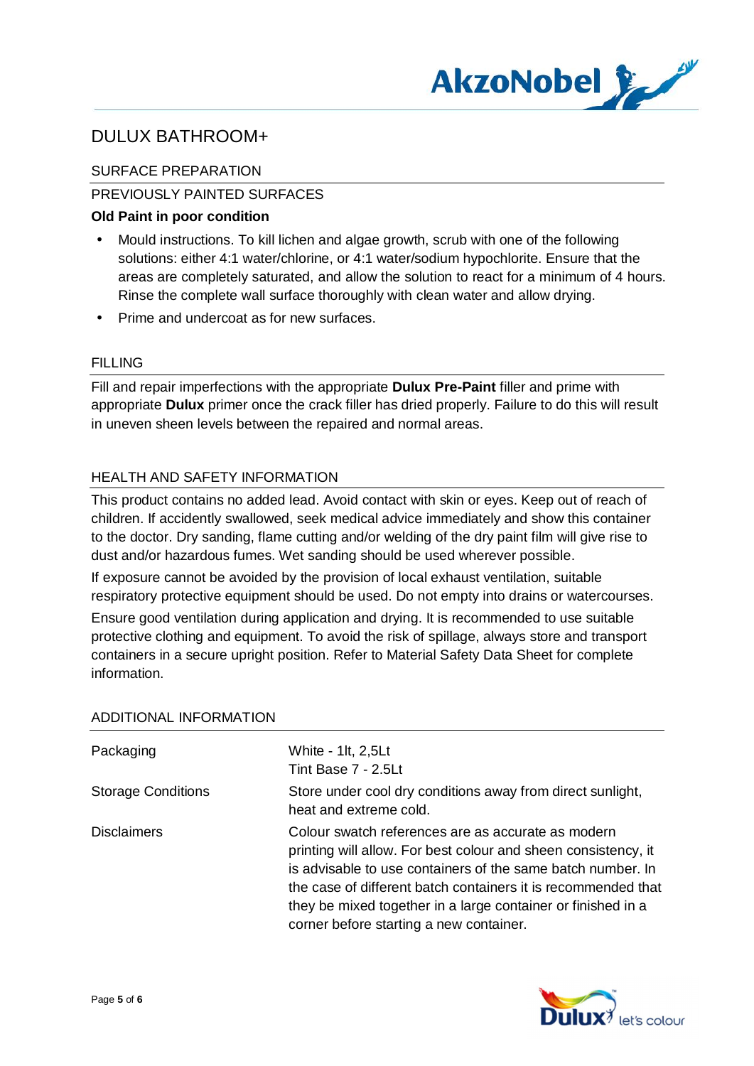# DULUX BATHROOM+

## SURFACE PREPARATION

## PREVIOUSLY PAINTED SURFACES

**Old Paint in poor condition**

- Mould instructions. To kill lichen and algae growth, scrub with one of the following solutions: either 4:1 water/chlorine, or 4:1 water/sodium hypochlorite. Ensure that the areas are completely saturated, and allow the solution to react for a minimum of 4 hours. Rinse the complete wall surface thoroughly with clean water and allow drying.
- Prime and undercoat as for new surfaces.

## FILLING

Fill and repair imperfections with the appropriate **Dulux Pre-Paint** filler and prime with appropriate **Dulux** primer once the crack filler has dried properly. Failure to do this will result in uneven sheen levels between the repaired and normal areas.

## HEALTH AND SAFETY INFORMATION

This product contains no added lead. Avoid contact with skin or eyes. Keep out of reach of children. If accidently swallowed, seek medical advice immediately and show this container to the doctor. Dry sanding, flame cutting and/or welding of the dry paint film will give rise to dust and/or hazardous fumes. Wet sanding should be used wherever possible.

If exposure cannot be avoided by the provision of local exhaust ventilation, suitable respiratory protective equipment should be used. Do not empty into drains or watercourses.

Ensure good ventilation during application and drying. It is recommended to use suitable protective clothing and equipment. To avoid the risk of spillage, always store and transport containers in a secure upright position. Refer to Material Safety Data Sheet for complete information.

## ADDITIONAL INFORMATION

| | |
|---|---|
| Packaging | White - 1lt, 2,5Lt<br>Tint Base 7 - 2.5Lt |
| Storage Conditions | Store under cool dry conditions away from direct sunlight, heat and extreme cold. |
| Disclaimers | Colour swatch references are as accurate as modern printing will allow. For best colour and sheen consistency, it is advisable to use containers of the same batch number. In the case of different batch containers it is recommended that they be mixed together in a large container or finished in a corner before starting a new container. |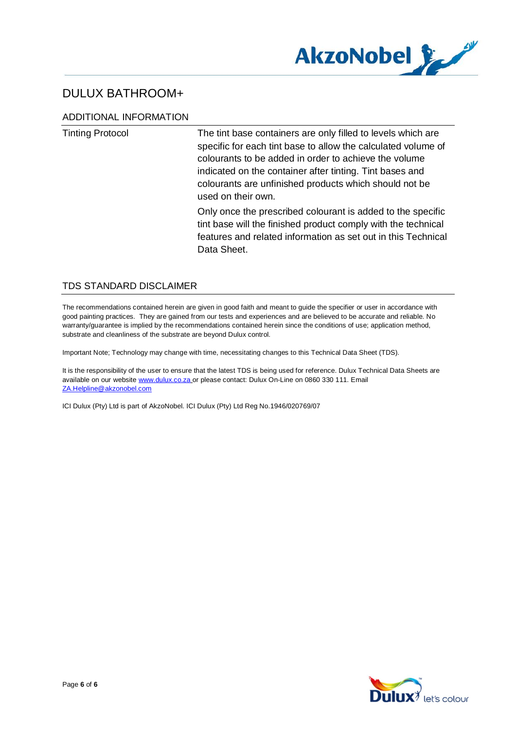# DULUX BATHROOM+

## ADDITIONAL INFORMATION

| | |
|---|---|
| Tinting Protocol | The tint base containers are only filled to levels which are specific for each tint base to allow the calculated volume of colourants to be added in order to achieve the volume indicated on the container after tinting. Tint bases and colourants are unfinished products which should not be used on their own.<br><br>Only once the prescribed colourant is added to the specific tint base will the finished product comply with the technical features and related information as set out in this Technical Data Sheet. |

## TDS STANDARD DISCLAIMER

The recommendations contained herein are given in good faith and meant to guide the specifier or user in accordance with good painting practices. They are gained from our tests and experiences and are believed to be accurate and reliable. No warranty/guarantee is implied by the recommendations contained herein since the conditions of use; application method, substrate and cleanliness of the substrate are beyond Dulux control.

Important Note; Technology may change with time, necessitating changes to this Technical Data Sheet (TDS).

It is the responsibility of the user to ensure that the latest TDS is being used for reference. Dulux Technical Data Sheets are available on our website www.dulux.co.za or please contact: Dulux On-Line on 0860 330 111. Email ZA.Helpline@akzonobel.com

ICI Dulux (Pty) Ltd is part of AkzoNobel. ICI Dulux (Pty) Ltd Reg No.1946/020769/07